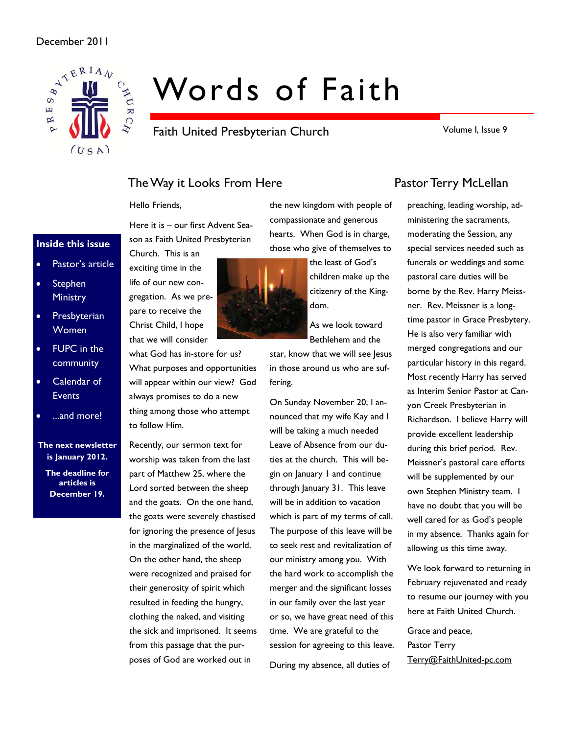December 2011

# Words of Faith

Faith United Presbyterian Church

Volume I, Issue 9

**Inside this issue**

- Pastor's article
- Stephen Ministry
- Presbyterian Women
- FUPC in the community
- Calendar of Events
- ...and more!

**The next newsletter is January 2012.**

**The deadline for articles is December 19.**

## The Way it Looks From Here

## Pastor Terry McLellan

Hello Friends,

Here it is – our first Advent Season as Faith United Presbyterian Church. This is an exciting time in the life of our new congregation. As we prepare to receive the Christ Child, I hope that we will consider what God has in-store for us? What purposes and opportunities will appear within our view? God always promises to do a new thing among those who attempt to follow Him.

Recently, our sermon text for worship was taken from the last part of Matthew 25, where the Lord sorted between the sheep and the goats. On the one hand, the goats were severely chastised for ignoring the presence of Jesus in the marginalized of the world. On the other hand, the sheep were recognized and praised for their generosity of spirit which resulted in feeding the hungry, clothing the naked, and visiting the sick and imprisoned. It seems from this passage that the purposes of God are worked out in the new kingdom with people of compassionate and generous hearts. When God is in charge, those who give of themselves to the least of God's children make up the citizenry of the Kingdom.

As we look toward Bethlehem and the star, know that we will see Jesus in those around us who are suffering.

On Sunday November 20, I announced that my wife Kay and I will be taking a much needed Leave of Absence from our duties at the church. This will begin on January 1 and continue through January 31. This leave will be in addition to vacation which is part of my terms of call. The purpose of this leave will be to seek rest and revitalization of our ministry among you. With the hard work to accomplish the merger and the significant losses in our family over the last year or so, we have great need of this time. We are grateful to the session for agreeing to this leave.

During my absence, all duties of preaching, leading worship, administering the sacraments, moderating the Session, any special services needed such as funerals or weddings and some pastoral care duties will be borne by the Rev. Harry Meissner. Rev. Meissner is a longtime pastor in Grace Presbytery. He is also very familiar with merged congregations and our particular history in this regard. Most recently Harry has served as Interim Senior Pastor at Canyon Creek Presbyterian in Richardson. I believe Harry will provide excellent leadership during this brief period. Rev. Meissner's pastoral care efforts will be supplemented by our own Stephen Ministry team. I have no doubt that you will be well cared for as God's people in my absence. Thanks again for allowing us this time away.

We look forward to returning in February rejuvenated and ready to resume our journey with you here at Faith United Church.

Grace and peace,
Pastor Terry
Terry@FaithUnited-pc.com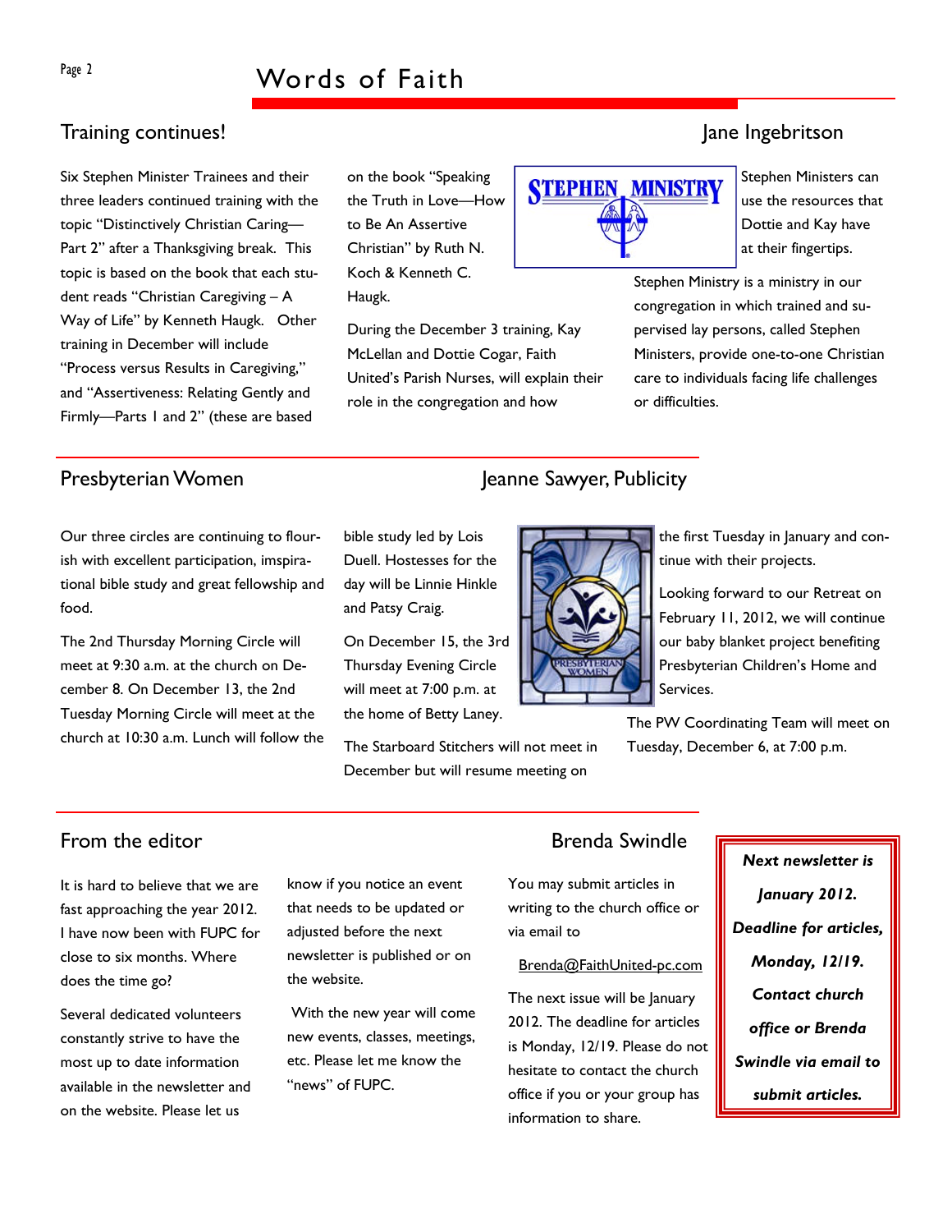## Training continues!

Jane Ingebritson

Six Stephen Minister Trainees and their three leaders continued training with the topic "Distinctively Christian Caring—Part 2" after a Thanksgiving break. This topic is based on the book that each student reads "Christian Caregiving – A Way of Life" by Kenneth Haugk. Other training in December will include "Process versus Results in Caregiving," and "Assertiveness: Relating Gently and Firmly—Parts 1 and 2" (these are based on the book "Speaking the Truth in Love—How to Be An Assertive Christian" by Ruth N. Koch & Kenneth C. Haugk.

During the December 3 training, Kay McLellan and Dottie Cogar, Faith United's Parish Nurses, will explain their role in the congregation and how Stephen Ministers can use the resources that Dottie and Kay have at their fingertips.

Stephen Ministry is a ministry in our congregation in which trained and supervised lay persons, called Stephen Ministers, provide one-to-one Christian care to individuals facing life challenges or difficulties.

## Presbyterian Women

Jeanne Sawyer, Publicity

Our three circles are continuing to flourish with excellent participation, imspirational bible study and great fellowship and food.

The 2nd Thursday Morning Circle will meet at 9:30 a.m. at the church on December 8. On December 13, the 2nd Tuesday Morning Circle will meet at the church at 10:30 a.m. Lunch will follow the bible study led by Lois Duell. Hostesses for the day will be Linnie Hinkle and Patsy Craig.

On December 15, the 3rd Thursday Evening Circle will meet at 7:00 p.m. at the home of Betty Laney.

The Starboard Stitchers will not meet in December but will resume meeting on the first Tuesday in January and continue with their projects.

Looking forward to our Retreat on February 11, 2012, we will continue our baby blanket project benefiting Presbyterian Children's Home and Services.

The PW Coordinating Team will meet on Tuesday, December 6, at 7:00 p.m.

## From the editor

Brenda Swindle

It is hard to believe that we are fast approaching the year 2012. I have now been with FUPC for close to six months. Where does the time go?

Several dedicated volunteers constantly strive to have the most up to date information available in the newsletter and on the website. Please let us know if you notice an event that needs to be updated or adjusted before the next newsletter is published or on the website.

With the new year will come new events, classes, meetings, etc. Please let me know the "news" of FUPC.

You may submit articles in writing to the church office or via email to

Brenda@FaithUnited-pc.com

The next issue will be January 2012. The deadline for articles is Monday, 12/19. Please do not hesitate to contact the church office if you or your group has information to share.

***Next newsletter is January 2012. Deadline for articles, Monday, 12/19. Contact church office or Brenda Swindle via email to submit articles.***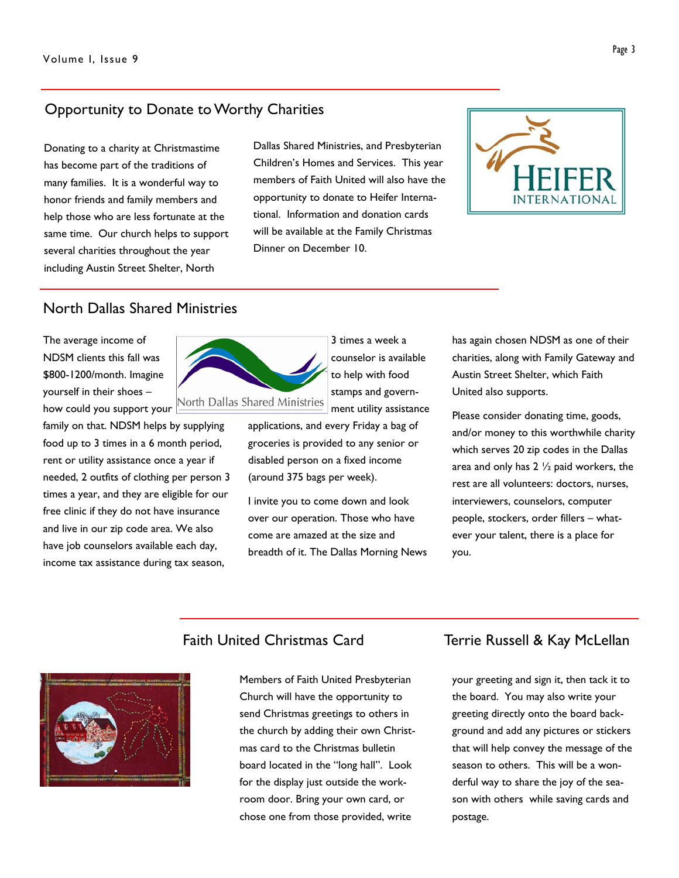## Opportunity to Donate to Worthy Charities

Donating to a charity at Christmastime has become part of the traditions of many families. It is a wonderful way to honor friends and family members and help those who are less fortunate at the same time. Our church helps to support several charities throughout the year including Austin Street Shelter, North Dallas Shared Ministries, and Presbyterian Children's Homes and Services. This year members of Faith United will also have the opportunity to donate to Heifer International. Information and donation cards will be available at the Family Christmas Dinner on December 10.

## North Dallas Shared Ministries

The average income of NDSM clients this fall was $800-1200/month. Imagine yourself in their shoes – how could you support your family on that. NDSM helps by supplying food up to 3 times in a 6 month period, rent or utility assistance once a year if needed, 2 outfits of clothing per person 3 times a year, and they are eligible for our free clinic if they do not have insurance and live in our zip code area. We also have job counselors available each day, income tax assistance during tax season, 3 times a week a counselor is available to help with food stamps and government utility assistance applications, and every Friday a bag of groceries is provided to any senior or disabled person on a fixed income (around 375 bags per week).

I invite you to come down and look over our operation. Those who have come are amazed at the size and breadth of it. The Dallas Morning News has again chosen NDSM as one of their charities, along with Family Gateway and Austin Street Shelter, which Faith United also supports.

Please consider donating time, goods, and/or money to this worthwhile charity which serves 20 zip codes in the Dallas area and only has 2 ½ paid workers, the rest are all volunteers: doctors, nurses, interviewers, counselors, computer people, stockers, order fillers – whatever your talent, there is a place for you.

## Faith United Christmas Card

Members of Faith United Presbyterian Church will have the opportunity to send Christmas greetings to others in the church by adding their own Christmas card to the Christmas bulletin board located in the "long hall". Look for the display just outside the workroom door. Bring your own card, or chose one from those provided, write your greeting and sign it, then tack it to the board. You may also write your greeting directly onto the board background and add any pictures or stickers that will help convey the message of the season to others. This will be a wonderful way to share the joy of the season with others while saving cards and postage.

## Terrie Russell & Kay McLellan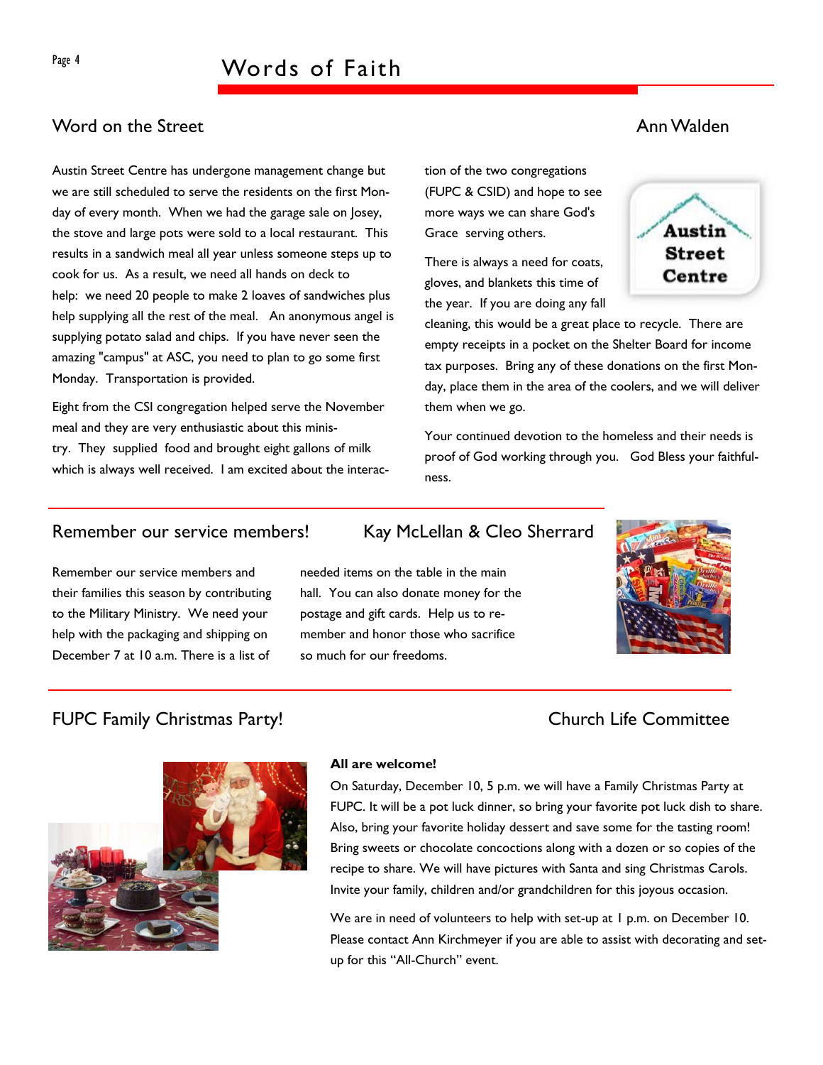# Words of Faith

## Word on the Street

Ann Walden

Austin Street Centre has undergone management change but we are still scheduled to serve the residents on the first Monday of every month. When we had the garage sale on Josey, the stove and large pots were sold to a local restaurant. This results in a sandwich meal all year unless someone steps up to cook for us. As a result, we need all hands on deck to help: we need 20 people to make 2 loaves of sandwiches plus help supplying all the rest of the meal. An anonymous angel is supplying potato salad and chips. If you have never seen the amazing "campus" at ASC, you need to plan to go some first Monday. Transportation is provided.

Eight from the CSI congregation helped serve the November meal and they are very enthusiastic about this ministry. They supplied food and brought eight gallons of milk which is always well received. I am excited about the interaction of the two congregations (FUPC & CSID) and hope to see more ways we can share God's Grace serving others.

There is always a need for coats, gloves, and blankets this time of the year. If you are doing any fall cleaning, this would be a great place to recycle. There are empty receipts in a pocket on the Shelter Board for income tax purposes. Bring any of these donations on the first Monday, place them in the area of the coolers, and we will deliver them when we go.

Your continued devotion to the homeless and their needs is proof of God working through you. God Bless your faithfulness.

## Remember our service members!

Kay McLellan & Cleo Sherrard

Remember our service members and their families this season by contributing to the Military Ministry. We need your help with the packaging and shipping on December 7 at 10 a.m. There is a list of needed items on the table in the main hall. You can also donate money for the postage and gift cards. Help us to remember and honor those who sacrifice so much for our freedoms.

## FUPC Family Christmas Party!

Church Life Committee

**All are welcome!**

On Saturday, December 10, 5 p.m. we will have a Family Christmas Party at FUPC. It will be a pot luck dinner, so bring your favorite pot luck dish to share. Also, bring your favorite holiday dessert and save some for the tasting room! Bring sweets or chocolate concoctions along with a dozen or so copies of the recipe to share. We will have pictures with Santa and sing Christmas Carols. Invite your family, children and/or grandchildren for this joyous occasion.

We are in need of volunteers to help with set-up at 1 p.m. on December 10. Please contact Ann Kirchmeyer if you are able to assist with decorating and set-up for this "All-Church" event.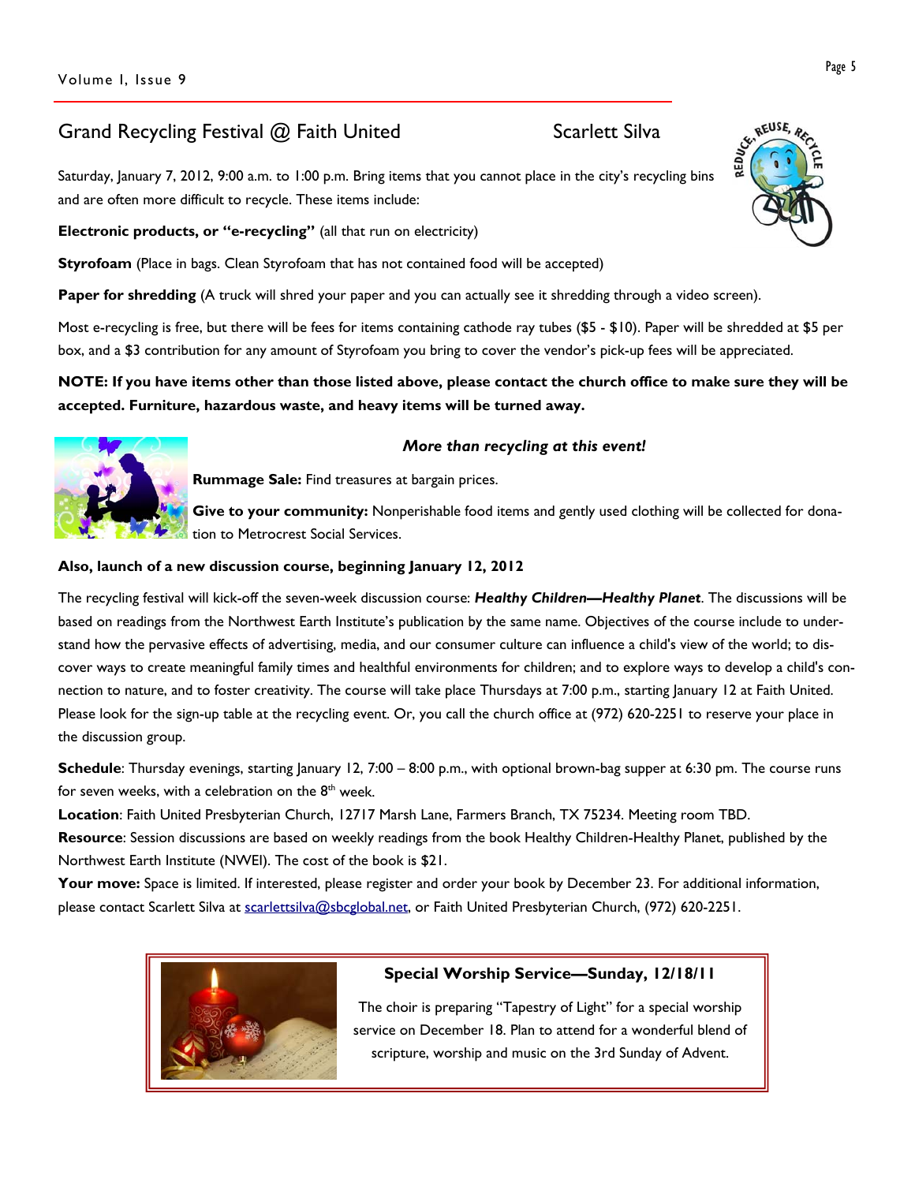## Grand Recycling Festival @ Faith United

Scarlett Silva

Saturday, January 7, 2012, 9:00 a.m. to 1:00 p.m. Bring items that you cannot place in the city's recycling bins and are often more difficult to recycle. These items include:

**Electronic products, or "e-recycling"** (all that run on electricity)

**Styrofoam** (Place in bags. Clean Styrofoam that has not contained food will be accepted)

**Paper for shredding** (A truck will shred your paper and you can actually see it shredding through a video screen).

Most e-recycling is free, but there will be fees for items containing cathode ray tubes ($5 - $10). Paper will be shredded at $5 per box, and a $3 contribution for any amount of Styrofoam you bring to cover the vendor's pick-up fees will be appreciated.

**NOTE: If you have items other than those listed above, please contact the church office to make sure they will be accepted. Furniture, hazardous waste, and heavy items will be turned away.**

***More than recycling at this event!***

**Rummage Sale:** Find treasures at bargain prices.

**Give to your community:** Nonperishable food items and gently used clothing will be collected for donation to Metrocrest Social Services.

**Also, launch of a new discussion course, beginning January 12, 2012**

The recycling festival will kick-off the seven-week discussion course: ***Healthy Children—Healthy Planet***. The discussions will be based on readings from the Northwest Earth Institute's publication by the same name. Objectives of the course include to understand how the pervasive effects of advertising, media, and our consumer culture can influence a child's view of the world; to discover ways to create meaningful family times and healthful environments for children; and to explore ways to develop a child's connection to nature, and to foster creativity. The course will take place Thursdays at 7:00 p.m., starting January 12 at Faith United. Please look for the sign-up table at the recycling event. Or, you call the church office at (972) 620-2251 to reserve your place in the discussion group.

**Schedule**: Thursday evenings, starting January 12, 7:00 – 8:00 p.m., with optional brown-bag supper at 6:30 pm. The course runs for seven weeks, with a celebration on the 8th week.

**Location**: Faith United Presbyterian Church, 12717 Marsh Lane, Farmers Branch, TX 75234. Meeting room TBD.

**Resource**: Session discussions are based on weekly readings from the book Healthy Children-Healthy Planet, published by the Northwest Earth Institute (NWEI). The cost of the book is $21.

**Your move:** Space is limited. If interested, please register and order your book by December 23. For additional information, please contact Scarlett Silva at scarlettsilva@sbcglobal.net, or Faith United Presbyterian Church, (972) 620-2251.

### Special Worship Service—Sunday, 12/18/11

The choir is preparing "Tapestry of Light" for a special worship service on December 18. Plan to attend for a wonderful blend of scripture, worship and music on the 3rd Sunday of Advent.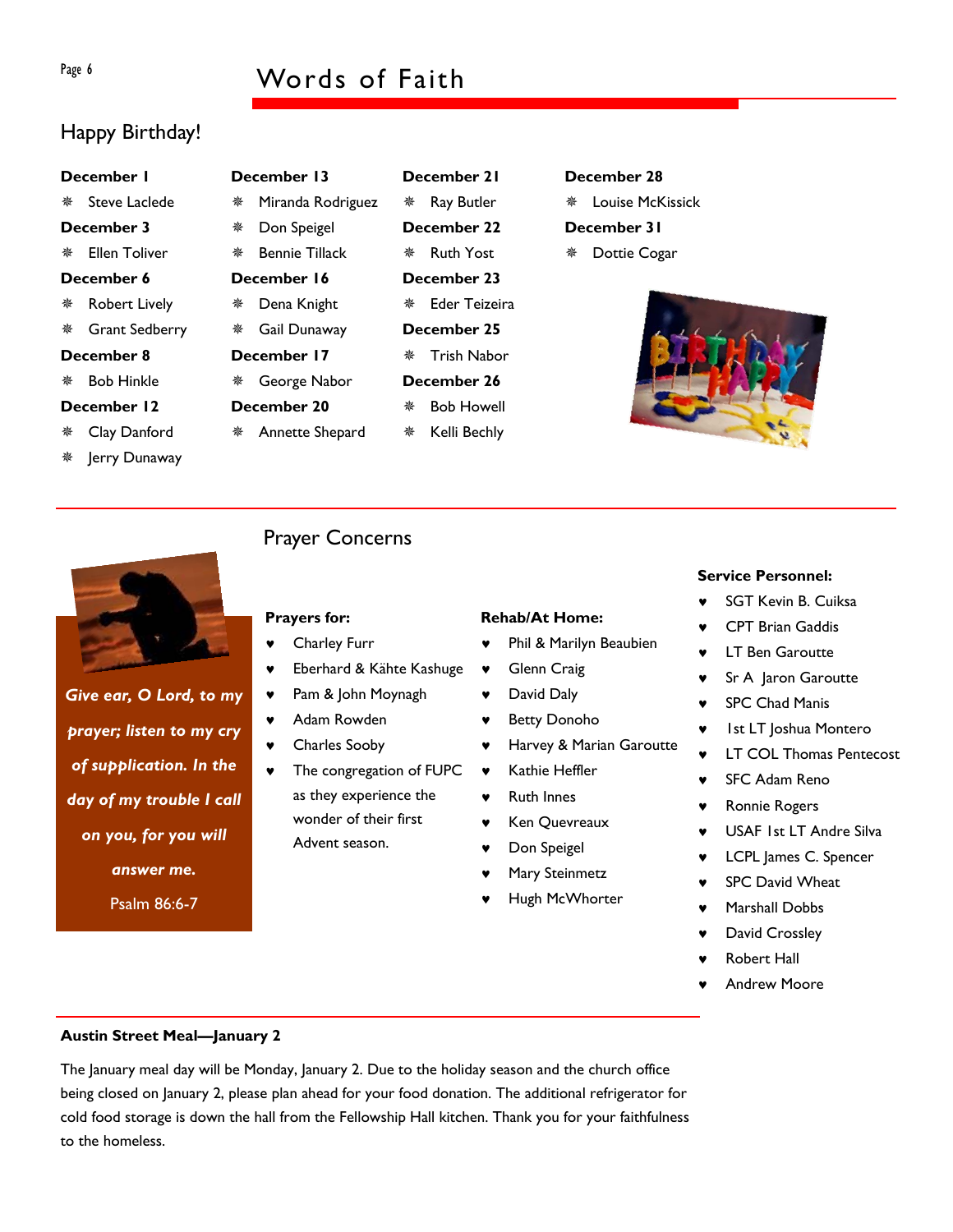# Words of Faith

## Happy Birthday!

**December 1**
- Steve Laclede

**December 3**
- Ellen Toliver

**December 6**
- Robert Lively
- Grant Sedberry

**December 8**
- Bob Hinkle

**December 12**
- Clay Danford
- Jerry Dunaway

**December 13**
- Miranda Rodriguez
- Don Speigel
- Bennie Tillack

**December 16**
- Dena Knight
- Gail Dunaway

**December 17**
- George Nabor

**December 20**
- Annette Shepard

**December 21**
- Ray Butler

**December 22**
- Ruth Yost

**December 23**
- Eder Teizeira

**December 25**
- Trish Nabor

**December 26**
- Bob Howell
- Kelli Bechly

**December 28**
- Louise McKissick

**December 31**
- Dottie Cogar

## Prayer Concerns

***Give ear, O Lord, to my prayer; listen to my cry of supplication. In the day of my trouble I call on you, for you will answer me.***

Psalm 86:6-7

**Prayers for:**
- Charley Furr
- Eberhard & Kähte Kashuge
- Pam & John Moynagh
- Adam Rowden
- Charles Sooby
- The congregation of FUPC as they experience the wonder of their first Advent season.

**Rehab/At Home:**
- Phil & Marilyn Beaubien
- Glenn Craig
- David Daly
- Betty Donoho
- Harvey & Marian Garoutte
- Kathie Heffler
- Ruth Innes
- Ken Quevreaux
- Don Speigel
- Mary Steinmetz
- Hugh McWhorter

**Service Personnel:**
- SGT Kevin B. Cuiksa
- CPT Brian Gaddis
- LT Ben Garoutte
- Sr A Jaron Garoutte
- SPC Chad Manis
- 1st LT Joshua Montero
- LT COL Thomas Pentecost
- SFC Adam Reno
- Ronnie Rogers
- USAF 1st LT Andre Silva
- LCPL James C. Spencer
- SPC David Wheat
- Marshall Dobbs
- David Crossley
- Robert Hall
- Andrew Moore

**Austin Street Meal—January 2**

The January meal day will be Monday, January 2. Due to the holiday season and the church office being closed on January 2, please plan ahead for your food donation. The additional refrigerator for cold food storage is down the hall from the Fellowship Hall kitchen. Thank you for your faithfulness to the homeless.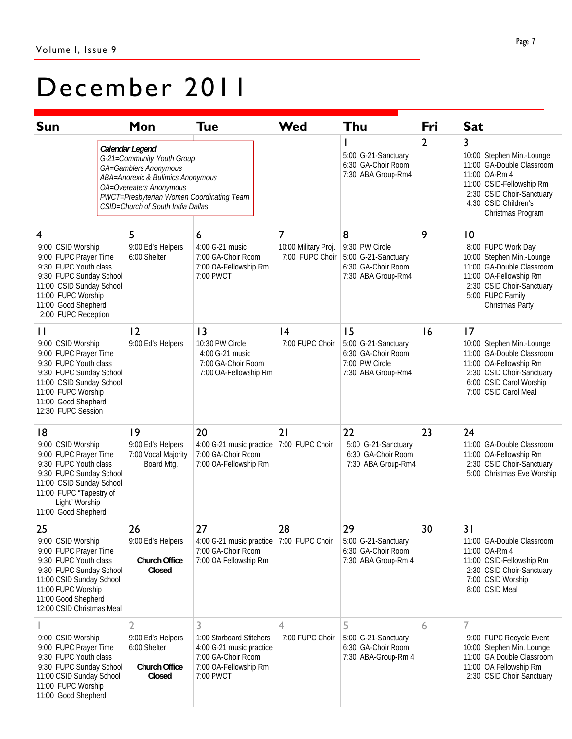# December 2011

> ***Calendar Legend***
> *G-21=Community Youth Group*
> *GA=Gamblers Anonymous*
> *ABA=Anorexic & Bulimics Anonymous*
> *OA=Overeaters Anonymous*
> *PWCT=Presbyterian Women Coordinating Team*
> *CSID=Church of South India Dallas*

| Sun | Mon | Tue | Wed | Thu | Fri | Sat |
|---|---|---|---|---|---|---|
| | | | | **1**<br>5:00 G-21-Sanctuary<br>6:30 GA-Choir Room<br>7:30 ABA Group-Rm4 | **2** | **3**<br>10:00 Stephen Min.-Lounge<br>11:00 GA-Double Classroom<br>11:00 OA-Rm 4<br>11:00 CSID-Fellowship Rm<br>2:30 CSID Choir-Sanctuary<br>4:30 CSID Children's Christmas Program |
| **4**<br>9:00 CSID Worship<br>9:00 FUPC Prayer Time<br>9:30 FUPC Youth class<br>9:30 FUPC Sunday School<br>11:00 CSID Sunday School<br>11:00 FUPC Worship<br>11:00 Good Shepherd<br>2:00 FUPC Reception | **5**<br>9:00 Ed's Helpers<br>6:00 Shelter | **6**<br>4:00 G-21 music<br>7:00 GA-Choir Room<br>7:00 OA-Fellowship Rm<br>7:00 PWCT | **7**<br>10:00 Military Proj.<br>7:00 FUPC Choir | **8**<br>9:30 PW Circle<br>5:00 G-21-Sanctuary<br>6:30 GA-Choir Room<br>7:30 ABA Group-Rm4 | **9** | **10**<br>8:00 FUPC Work Day<br>10:00 Stephen Min.-Lounge<br>11:00 GA-Double Classroom<br>11:00 OA-Fellowship Rm<br>2:30 CSID Choir-Sanctuary<br>5:00 FUPC Family Christmas Party |
| **11**<br>9:00 CSID Worship<br>9:00 FUPC Prayer Time<br>9:30 FUPC Youth class<br>9:30 FUPC Sunday School<br>11:00 CSID Sunday School<br>11:00 FUPC Worship<br>11:00 Good Shepherd<br>12:30 FUPC Session | **12**<br>9:00 Ed's Helpers | **13**<br>10:30 PW Circle<br>4:00 G-21 music<br>7:00 GA-Choir Room<br>7:00 OA-Fellowship Rm | **14**<br>7:00 FUPC Choir | **15**<br>5:00 G-21-Sanctuary<br>6:30 GA-Choir Room<br>7:00 PW Circle<br>7:30 ABA Group-Rm4 | **16** | **17**<br>10:00 Stephen Min.-Lounge<br>11:00 GA-Double Classroom<br>11:00 OA-Fellowship Rm<br>2:30 CSID Choir-Sanctuary<br>6:00 CSID Carol Worship<br>7:00 CSID Carol Meal |
| **18**<br>9:00 CSID Worship<br>9:00 FUPC Prayer Time<br>9:30 FUPC Youth class<br>9:30 FUPC Sunday School<br>11:00 CSID Sunday School<br>11:00 FUPC "Tapestry of Light" Worship<br>11:00 Good Shepherd | **19**<br>9:00 Ed's Helpers<br>7:00 Vocal Majority Board Mtg. | **20**<br>4:00 G-21 music practice<br>7:00 GA-Choir Room<br>7:00 OA-Fellowship Rm | **21**<br>7:00 FUPC Choir | **22**<br>5:00 G-21-Sanctuary<br>6:30 GA-Choir Room<br>7:30 ABA Group-Rm4 | **23** | **24**<br>11:00 GA-Double Classroom<br>11:00 OA-Fellowship Rm<br>2:30 CSID Choir-Sanctuary<br>5:00 Christmas Eve Worship |
| **25**<br>9:00 CSID Worship<br>9:00 FUPC Prayer Time<br>9:30 FUPC Youth class<br>9:30 FUPC Sunday School<br>11:00 CSID Sunday School<br>11:00 FUPC Worship<br>11:00 Good Shepherd<br>12:00 CSID Christmas Meal | **26**<br>9:00 Ed's Helpers<br>**Church Office Closed** | **27**<br>4:00 G-21 music practice<br>7:00 GA-Choir Room<br>7:00 OA Fellowship Rm | **28**<br>7:00 FUPC Choir | **29**<br>5:00 G-21-Sanctuary<br>6:30 GA-Choir Room<br>7:30 ABA Group-Rm 4 | **30** | **31**<br>11:00 GA-Double Classroom<br>11:00 OA-Rm 4<br>11:00 CSID-Fellowship Rm<br>2:30 CSID Choir-Sanctuary<br>7:00 CSID Worship<br>8:00 CSID Meal |
| 1<br>9:00 CSID Worship<br>9:00 FUPC Prayer Time<br>9:30 FUPC Youth class<br>9:30 FUPC Sunday School<br>11:00 CSID Sunday School<br>11:00 FUPC Worship<br>11:00 Good Shepherd | 2<br>9:00 Ed's Helpers<br>6:00 Shelter<br>**Church Office Closed** | 3<br>1:00 Starboard Stitchers<br>4:00 G-21 music practice<br>7:00 GA-Choir Room<br>7:00 OA-Fellowship Rm<br>7:00 PWCT | 4<br>7:00 FUPC Choir | 5<br>5:00 G-21-Sanctuary<br>6:30 GA-Choir Room<br>7:30 ABA-Group-Rm 4 | 6 | 7<br>9:00 FUPC Recycle Event<br>10:00 Stephen Min. Lounge<br>11:00 GA Double Classroom<br>11:00 OA Fellowship Rm<br>2:30 CSID Choir Sanctuary |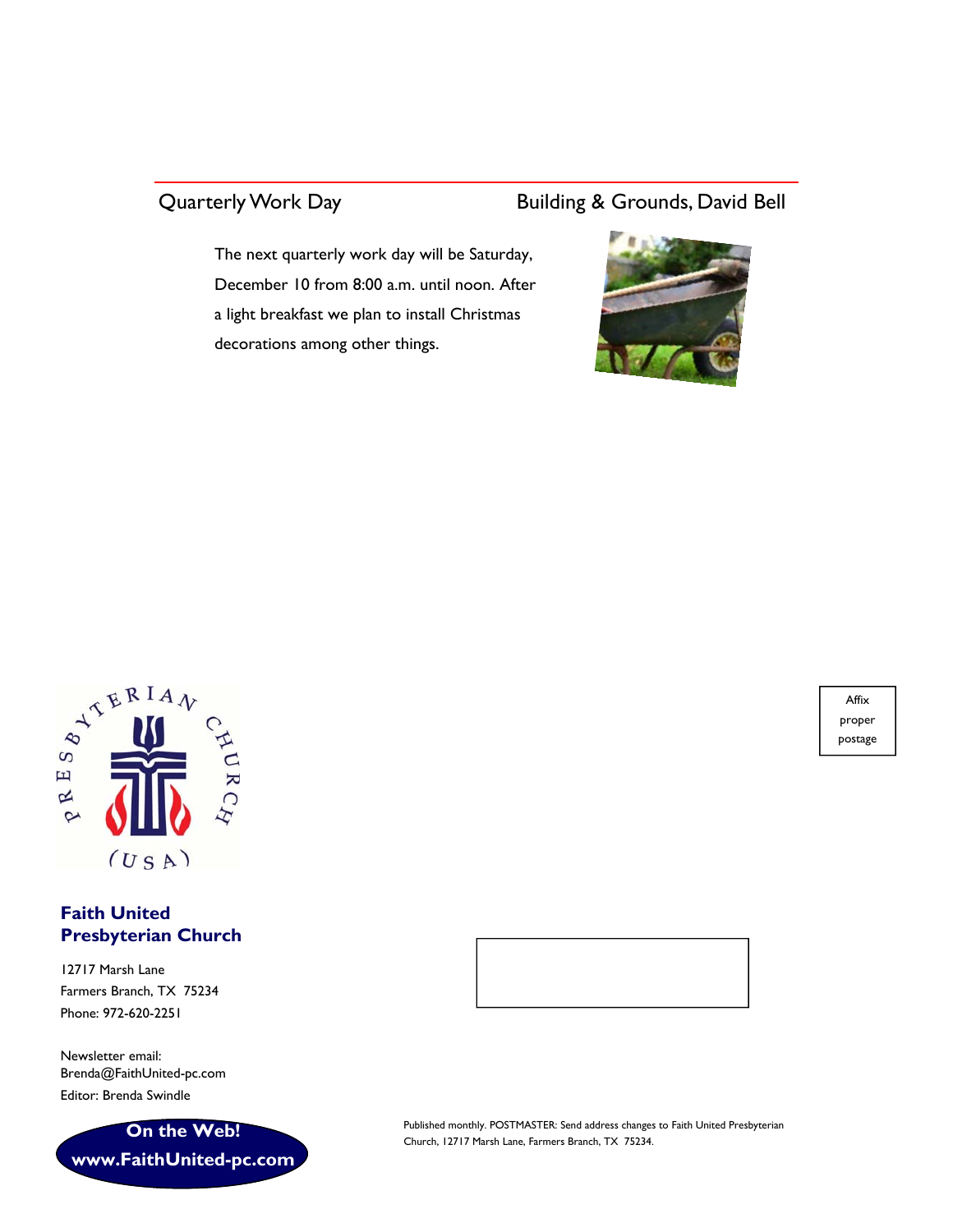## Quarterly Work Day — Building & Grounds, David Bell

The next quarterly work day will be Saturday, December 10 from 8:00 a.m. until noon. After a light breakfast we plan to install Christmas decorations among other things.

Affix proper postage

**Faith United Presbyterian Church**

12717 Marsh Lane
Farmers Branch, TX 75234
Phone: 972-620-2251

Newsletter email:
Brenda@FaithUnited-pc.com
Editor: Brenda Swindle

**On the Web!**
**www.FaithUnited-pc.com**

Published monthly. POSTMASTER: Send address changes to Faith United Presbyterian Church, 12717 Marsh Lane, Farmers Branch, TX 75234.